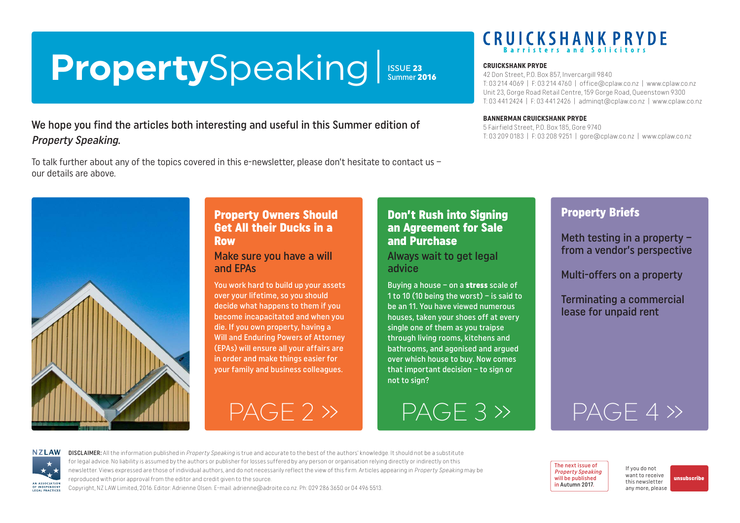# PropertySpeaking

ISSUE **23**
Summer **2016**

CRUICKSHANK PRYDE
Barristers and Solicitors

**CRUICKSHANK PRYDE**
42 Don Street, P.O. Box 857, Invercargill 9840
T: 03 214 4069 | F: 03 214 4760 | office@cplaw.co.nz | www.cplaw.co.nz
Unit 23, Gorge Road Retail Centre, 159 Gorge Road, Queenstown 9300
T: 03 441 2424 | F: 03 441 2426 | adminqt@cplaw.co.nz | www.cplaw.co.nz

**BANNERMAN CRUICKSHANK PRYDE**
5 Fairfield Street, P.O. Box 185, Gore 9740
T: 03 209 0183 | F: 03 208 9251 | gore@cplaw.co.nz | www.cplaw.co.nz

We hope you find the articles both interesting and useful in this Summer edition of *Property Speaking*.

To talk further about any of the topics covered in this e-newsletter, please don't hesitate to contact us – our details are above.

## Property Owners Should Get All their Ducks in a Row

### Make sure you have a will and EPAs

You work hard to build up your assets over your lifetime, so you should decide what happens to them if you become incapacitated and when you die. If you own property, having a Will and Enduring Powers of Attorney (EPAs) will ensure all your affairs are in order and make things easier for your family and business colleagues.

PAGE 2 »

## Don't Rush into Signing an Agreement for Sale and Purchase

### Always wait to get legal advice

Buying a house – on a **stress** scale of 1 to 10 (10 being the worst) – is said to be an 11. You have viewed numerous houses, taken your shoes off at every single one of them as you traipse through living rooms, kitchens and bathrooms, and agonised and argued over which house to buy. Now comes that important decision – to sign or not to sign?

PAGE 3 »

## Property Briefs

Meth testing in a property – from a vendor's perspective

Multi-offers on a property

Terminating a commercial lease for unpaid rent

PAGE 4 »

NZLAW — AN ASSOCIATION OF INDEPENDENT LEGAL PRACTICES

**DISCLAIMER:** All the information published in *Property Speaking* is true and accurate to the best of the authors' knowledge. It should not be a substitute for legal advice. No liability is assumed by the authors or publisher for losses suffered by any person or organisation relying directly or indirectly on this newsletter. Views expressed are those of individual authors, and do not necessarily reflect the view of this firm. Articles appearing in *Property Speaking* may be reproduced with prior approval from the editor and credit given to the source.
Copyright, NZ LAW Limited, 2016. Editor: Adrienne Olsen. E-mail: adrienne@adroite.co.nz. Ph: 029 286 3650 or 04 496 5513.

The next issue of *Property Speaking* will be published in Autumn 2017.

If you do not want to receive this newsletter any more, please unsubscribe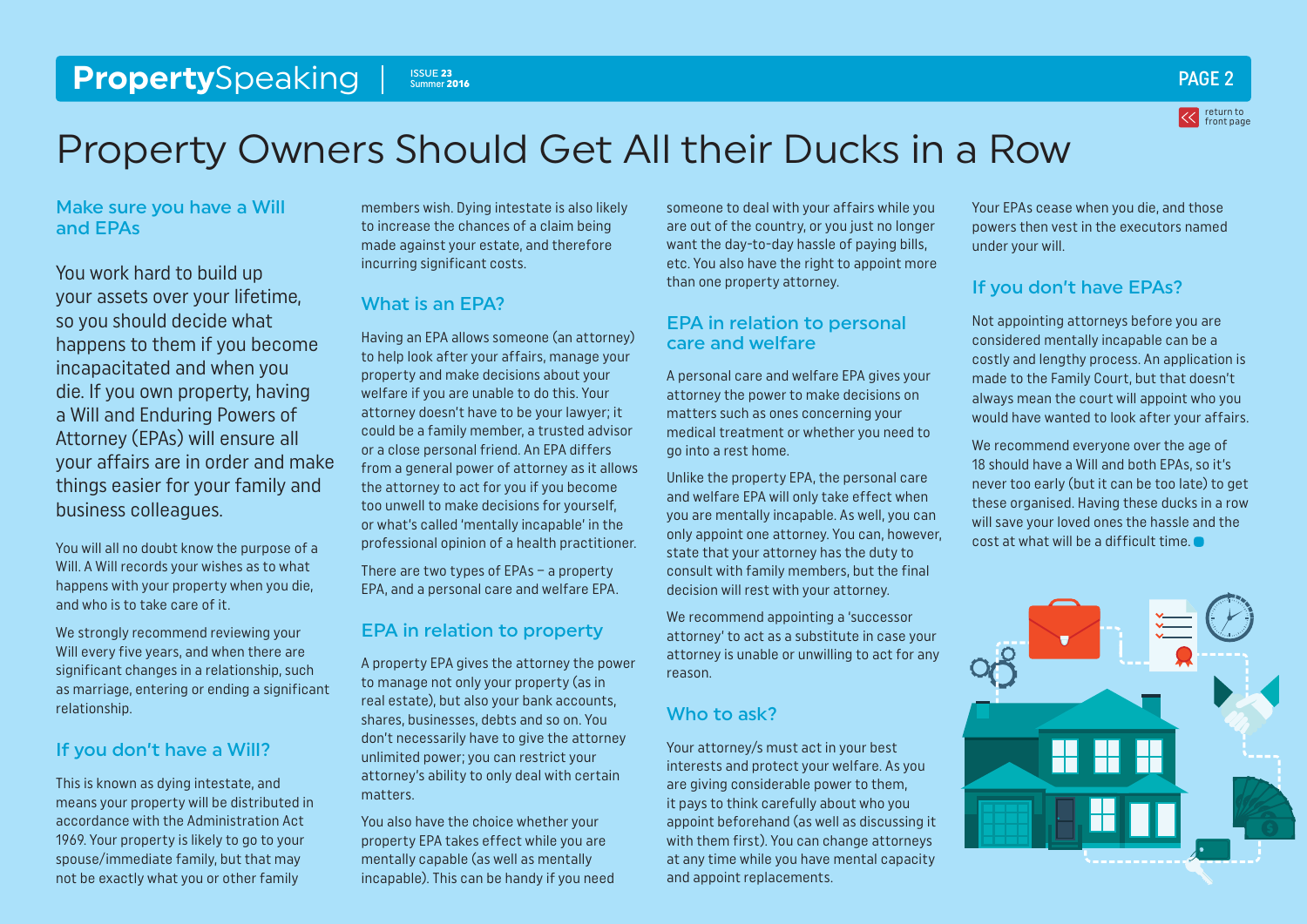# Property Owners Should Get All their Ducks in a Row

## Make sure you have a Will and EPAs

You work hard to build up your assets over your lifetime, so you should decide what happens to them if you become incapacitated and when you die. If you own property, having a Will and Enduring Powers of Attorney (EPAs) will ensure all your affairs are in order and make things easier for your family and business colleagues.

You will all no doubt know the purpose of a Will. A Will records your wishes as to what happens with your property when you die, and who is to take care of it.

We strongly recommend reviewing your Will every five years, and when there are significant changes in a relationship, such as marriage, entering or ending a significant relationship.

## If you don't have a Will?

This is known as dying intestate, and means your property will be distributed in accordance with the Administration Act 1969. Your property is likely to go to your spouse/immediate family, but that may not be exactly what you or other family members wish. Dying intestate is also likely to increase the chances of a claim being made against your estate, and therefore incurring significant costs.

## What is an EPA?

Having an EPA allows someone (an attorney) to help look after your affairs, manage your property and make decisions about your welfare if you are unable to do this. Your attorney doesn't have to be your lawyer; it could be a family member, a trusted advisor or a close personal friend. An EPA differs from a general power of attorney as it allows the attorney to act for you if you become too unwell to make decisions for yourself, or what's called 'mentally incapable' in the professional opinion of a health practitioner.

There are two types of EPAs – a property EPA, and a personal care and welfare EPA.

## EPA in relation to property

A property EPA gives the attorney the power to manage not only your property (as in real estate), but also your bank accounts, shares, businesses, debts and so on. You don't necessarily have to give the attorney unlimited power; you can restrict your attorney's ability to only deal with certain matters.

You also have the choice whether your property EPA takes effect while you are mentally capable (as well as mentally incapable). This can be handy if you need someone to deal with your affairs while you are out of the country, or you just no longer want the day-to-day hassle of paying bills, etc. You also have the right to appoint more than one property attorney.

## EPA in relation to personal care and welfare

A personal care and welfare EPA gives your attorney the power to make decisions on matters such as ones concerning your medical treatment or whether you need to go into a rest home.

Unlike the property EPA, the personal care and welfare EPA will only take effect when you are mentally incapable. As well, you can only appoint one attorney. You can, however, state that your attorney has the duty to consult with family members, but the final decision will rest with your attorney.

We recommend appointing a 'successor attorney' to act as a substitute in case your attorney is unable or unwilling to act for any reason.

## Who to ask?

Your attorney/s must act in your best interests and protect your welfare. As you are giving considerable power to them, it pays to think carefully about who you appoint beforehand (as well as discussing it with them first). You can change attorneys at any time while you have mental capacity and appoint replacements.

Your EPAs cease when you die, and those powers then vest in the executors named under your will.

## If you don't have EPAs?

Not appointing attorneys before you are considered mentally incapable can be a costly and lengthy process. An application is made to the Family Court, but that doesn't always mean the court will appoint who you would have wanted to look after your affairs.

We recommend everyone over the age of 18 should have a Will and both EPAs, so it's never too early (but it can be too late) to get these organised. Having these ducks in a row will save your loved ones the hassle and the cost at what will be a difficult time.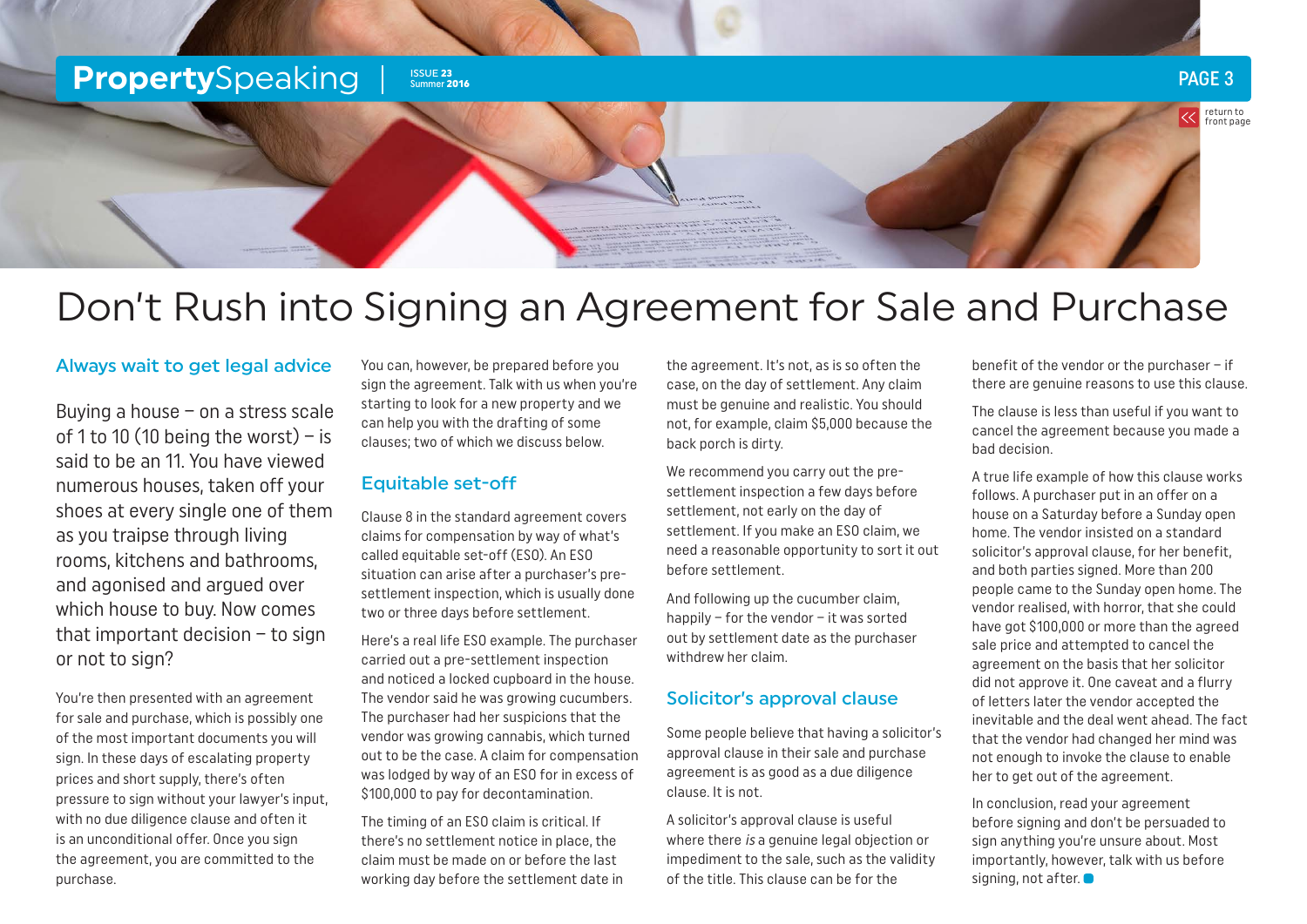# Don't Rush into Signing an Agreement for Sale and Purchase

## Always wait to get legal advice

Buying a house – on a stress scale of 1 to 10 (10 being the worst) – is said to be an 11. You have viewed numerous houses, taken off your shoes at every single one of them as you traipse through living rooms, kitchens and bathrooms, and agonised and argued over which house to buy. Now comes that important decision – to sign or not to sign?

You're then presented with an agreement for sale and purchase, which is possibly one of the most important documents you will sign. In these days of escalating property prices and short supply, there's often pressure to sign without your lawyer's input, with no due diligence clause and often it is an unconditional offer. Once you sign the agreement, you are committed to the purchase.

You can, however, be prepared before you sign the agreement. Talk with us when you're starting to look for a new property and we can help you with the drafting of some clauses; two of which we discuss below.

## Equitable set-off

Clause 8 in the standard agreement covers claims for compensation by way of what's called equitable set-off (ESO). An ESO situation can arise after a purchaser's pre-settlement inspection, which is usually done two or three days before settlement.

Here's a real life ESO example. The purchaser carried out a pre-settlement inspection and noticed a locked cupboard in the house. The vendor said he was growing cucumbers. The purchaser had her suspicions that the vendor was growing cannabis, which turned out to be the case. A claim for compensation was lodged by way of an ESO for in excess of $100,000 to pay for decontamination.

The timing of an ESO claim is critical. If there's no settlement notice in place, the claim must be made on or before the last working day before the settlement date in the agreement. It's not, as is so often the case, on the day of settlement. Any claim must be genuine and realistic. You should not, for example, claim $5,000 because the back porch is dirty.

We recommend you carry out the pre-settlement inspection a few days before settlement, not early on the day of settlement. If you make an ESO claim, we need a reasonable opportunity to sort it out before settlement.

And following up the cucumber claim, happily – for the vendor – it was sorted out by settlement date as the purchaser withdrew her claim.

## Solicitor's approval clause

Some people believe that having a solicitor's approval clause in their sale and purchase agreement is as good as a due diligence clause. It is not.

A solicitor's approval clause is useful where there *is* a genuine legal objection or impediment to the sale, such as the validity of the title. This clause can be for the benefit of the vendor or the purchaser – if there are genuine reasons to use this clause.

The clause is less than useful if you want to cancel the agreement because you made a bad decision.

A true life example of how this clause works follows. A purchaser put in an offer on a house on a Saturday before a Sunday open home. The vendor insisted on a standard solicitor's approval clause, for her benefit, and both parties signed. More than 200 people came to the Sunday open home. The vendor realised, with horror, that she could have got $100,000 or more than the agreed sale price and attempted to cancel the agreement on the basis that her solicitor did not approve it. One caveat and a flurry of letters later the vendor accepted the inevitable and the deal went ahead. The fact that the vendor had changed her mind was not enough to invoke the clause to enable her to get out of the agreement.

In conclusion, read your agreement before signing and don't be persuaded to sign anything you're unsure about. Most importantly, however, talk with us before signing, not after.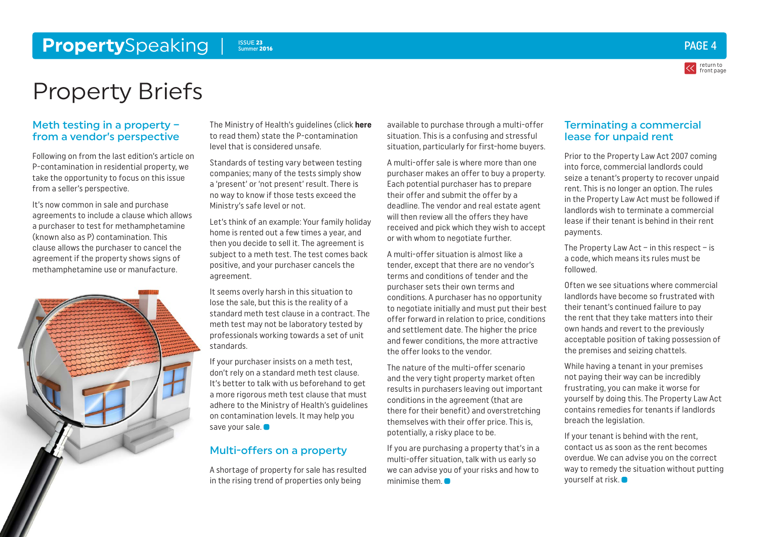# Property Briefs

## Meth testing in a property – from a vendor's perspective

Following on from the last edition's article on P-contamination in residential property, we take the opportunity to focus on this issue from a seller's perspective.

It's now common in sale and purchase agreements to include a clause which allows a purchaser to test for methamphetamine (known also as P) contamination. This clause allows the purchaser to cancel the agreement if the property shows signs of methamphetamine use or manufacture.

The Ministry of Health's guidelines (click **here** to read them) state the P-contamination level that is considered unsafe.

Standards of testing vary between testing companies; many of the tests simply show a 'present' or 'not present' result. There is no way to know if those tests exceed the Ministry's safe level or not.

Let's think of an example: Your family holiday home is rented out a few times a year, and then you decide to sell it. The agreement is subject to a meth test. The test comes back positive, and your purchaser cancels the agreement.

It seems overly harsh in this situation to lose the sale, but this is the reality of a standard meth test clause in a contract. The meth test may not be laboratory tested by professionals working towards a set of unit standards.

If your purchaser insists on a meth test, don't rely on a standard meth test clause. It's better to talk with us beforehand to get a more rigorous meth test clause that must adhere to the Ministry of Health's guidelines on contamination levels. It may help you save your sale.

## Multi-offers on a property

A shortage of property for sale has resulted in the rising trend of properties only being available to purchase through a multi-offer situation. This is a confusing and stressful situation, particularly for first-home buyers.

A multi-offer sale is where more than one purchaser makes an offer to buy a property. Each potential purchaser has to prepare their offer and submit the offer by a deadline. The vendor and real estate agent will then review all the offers they have received and pick which they wish to accept or with whom to negotiate further.

A multi-offer situation is almost like a tender, except that there are no vendor's terms and conditions of tender and the purchaser sets their own terms and conditions. A purchaser has no opportunity to negotiate initially and must put their best offer forward in relation to price, conditions and settlement date. The higher the price and fewer conditions, the more attractive the offer looks to the vendor.

The nature of the multi-offer scenario and the very tight property market often results in purchasers leaving out important conditions in the agreement (that are there for their benefit) and overstretching themselves with their offer price. This is, potentially, a risky place to be.

If you are purchasing a property that's in a multi-offer situation, talk with us early so we can advise you of your risks and how to minimise them.

## Terminating a commercial lease for unpaid rent

Prior to the Property Law Act 2007 coming into force, commercial landlords could seize a tenant's property to recover unpaid rent. This is no longer an option. The rules in the Property Law Act must be followed if landlords wish to terminate a commercial lease if their tenant is behind in their rent payments.

The Property Law Act – in this respect – is a code, which means its rules must be followed.

Often we see situations where commercial landlords have become so frustrated with their tenant's continued failure to pay the rent that they take matters into their own hands and revert to the previously acceptable position of taking possession of the premises and seizing chattels.

While having a tenant in your premises not paying their way can be incredibly frustrating, you can make it worse for yourself by doing this. The Property Law Act contains remedies for tenants if landlords breach the legislation.

If your tenant is behind with the rent, contact us as soon as the rent becomes overdue. We can advise you on the correct way to remedy the situation without putting yourself at risk.